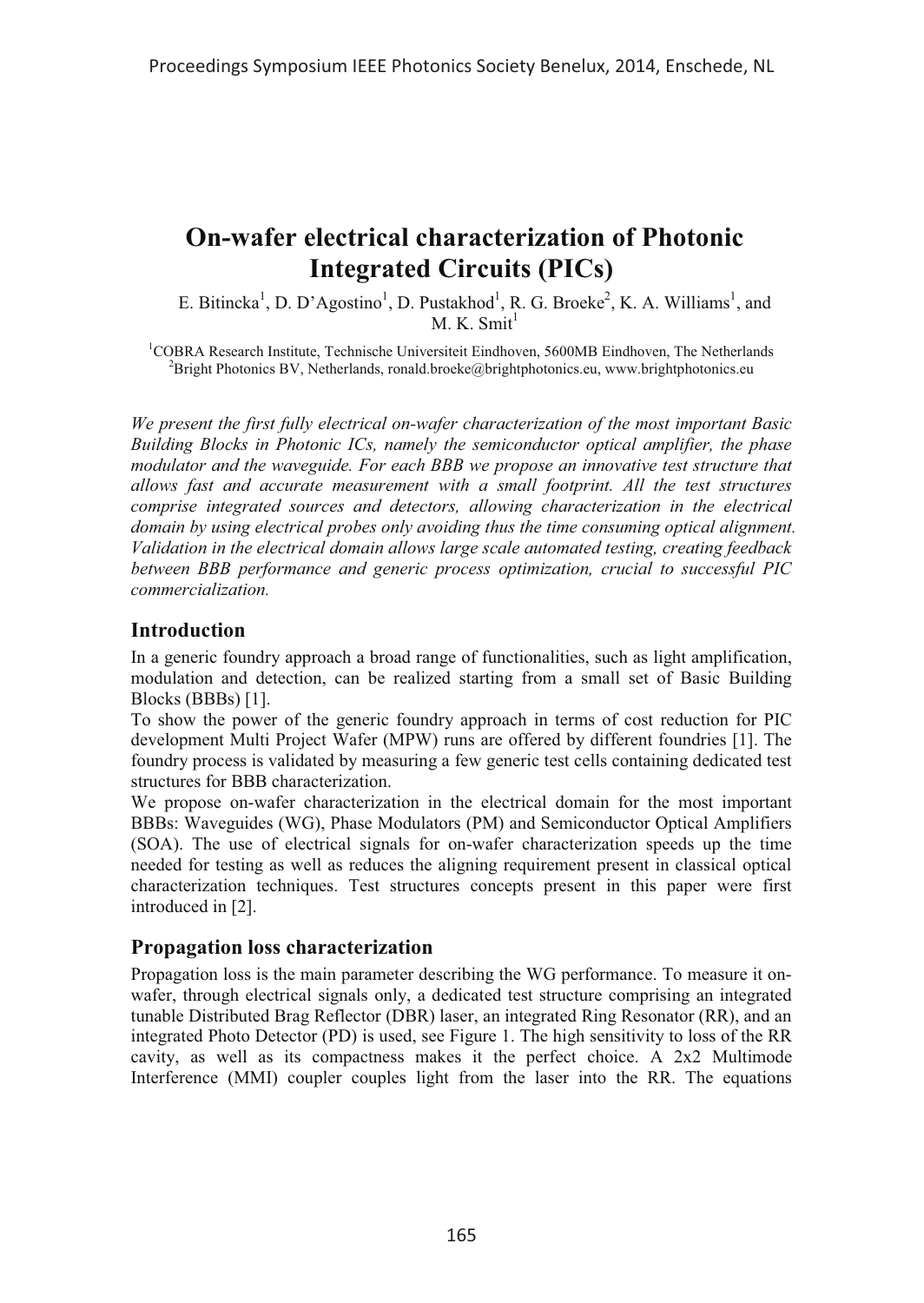# On-wafer electrical characterization of Photonic Integrated Circuits (PICs)

E. Bitincka[1], D. D'Agostino[1], D. Pustakhod[1], R. G. Broeke[2], K. A. Williams[1], and M. K. Smit[1]

[1]COBRA Research Institute, Technische Universiteit Eindhoven, 5600MB Eindhoven, The Netherlands
[2]Bright Photonics BV, Netherlands, ronald.broeke@brightphotonics.eu, www.brightphotonics.eu

*We present the first fully electrical on-wafer characterization of the most important Basic Building Blocks in Photonic ICs, namely the semiconductor optical amplifier, the phase modulator and the waveguide. For each BBB we propose an innovative test structure that allows fast and accurate measurement with a small footprint. All the test structures comprise integrated sources and detectors, allowing characterization in the electrical domain by using electrical probes only avoiding thus the time consuming optical alignment. Validation in the electrical domain allows large scale automated testing, creating feedback between BBB performance and generic process optimization, crucial to successful PIC commercialization.*

## Introduction

In a generic foundry approach a broad range of functionalities, such as light amplification, modulation and detection, can be realized starting from a small set of Basic Building Blocks (BBBs) [1].

To show the power of the generic foundry approach in terms of cost reduction for PIC development Multi Project Wafer (MPW) runs are offered by different foundries [1]. The foundry process is validated by measuring a few generic test cells containing dedicated test structures for BBB characterization.

We propose on-wafer characterization in the electrical domain for the most important BBBs: Waveguides (WG), Phase Modulators (PM) and Semiconductor Optical Amplifiers (SOA). The use of electrical signals for on-wafer characterization speeds up the time needed for testing as well as reduces the aligning requirement present in classical optical characterization techniques. Test structures concepts present in this paper were first introduced in [2].

## Propagation loss characterization

Propagation loss is the main parameter describing the WG performance. To measure it on-wafer, through electrical signals only, a dedicated test structure comprising an integrated tunable Distributed Brag Reflector (DBR) laser, an integrated Ring Resonator (RR), and an integrated Photo Detector (PD) is used, see Figure 1. The high sensitivity to loss of the RR cavity, as well as its compactness makes it the perfect choice. A 2x2 Multimode Interference (MMI) coupler couples light from the laser into the RR. The equations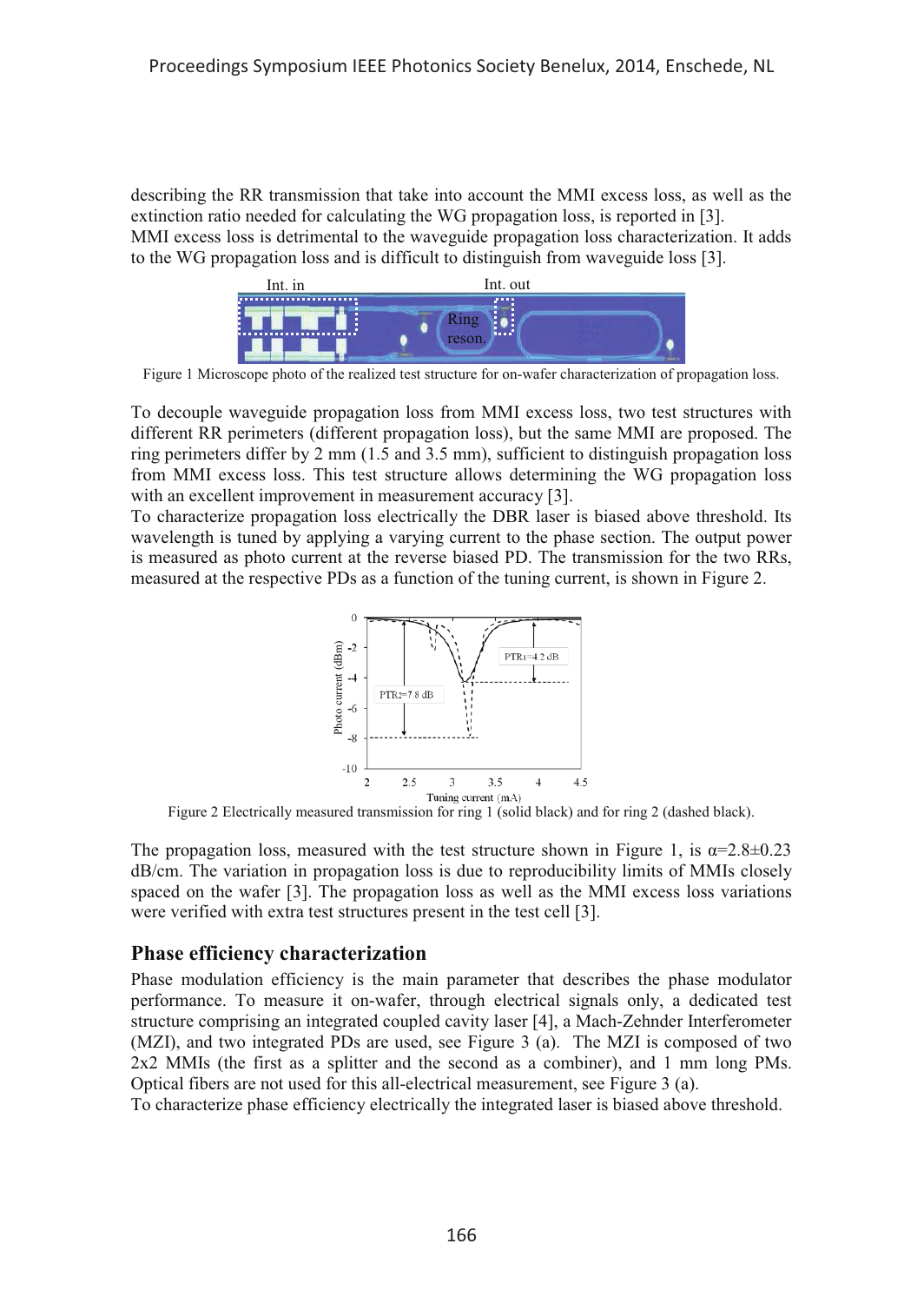describing the RR transmission that take into account the MMI excess loss, as well as the extinction ratio needed for calculating the WG propagation loss, is reported in [3].
MMI excess loss is detrimental to the waveguide propagation loss characterization. It adds to the WG propagation loss and is difficult to distinguish from waveguide loss [3].

Figure 1 Microscope photo of the realized test structure for on-wafer characterization of propagation loss.

To decouple waveguide propagation loss from MMI excess loss, two test structures with different RR perimeters (different propagation loss), but the same MMI are proposed. The ring perimeters differ by 2 mm (1.5 and 3.5 mm), sufficient to distinguish propagation loss from MMI excess loss. This test structure allows determining the WG propagation loss with an excellent improvement in measurement accuracy [3].
To characterize propagation loss electrically the DBR laser is biased above threshold. Its wavelength is tuned by applying a varying current to the phase section. The output power is measured as photo current at the reverse biased PD. The transmission for the two RRs, measured at the respective PDs as a function of the tuning current, is shown in Figure 2.

Figure 2 Electrically measured transmission for ring 1 (solid black) and for ring 2 (dashed black).

The propagation loss, measured with the test structure shown in Figure 1, is $\alpha$=2.8±0.23 dB/cm. The variation in propagation loss is due to reproducibility limits of MMIs closely spaced on the wafer [3]. The propagation loss as well as the MMI excess loss variations were verified with extra test structures present in the test cell [3].

## Phase efficiency characterization

Phase modulation efficiency is the main parameter that describes the phase modulator performance. To measure it on-wafer, through electrical signals only, a dedicated test structure comprising an integrated coupled cavity laser [4], a Mach-Zehnder Interferometer (MZI), and two integrated PDs are used, see Figure 3 (a). The MZI is composed of two 2x2 MMIs (the first as a splitter and the second as a combiner), and 1 mm long PMs. Optical fibers are not used for this all-electrical measurement, see Figure 3 (a).
To characterize phase efficiency electrically the integrated laser is biased above threshold.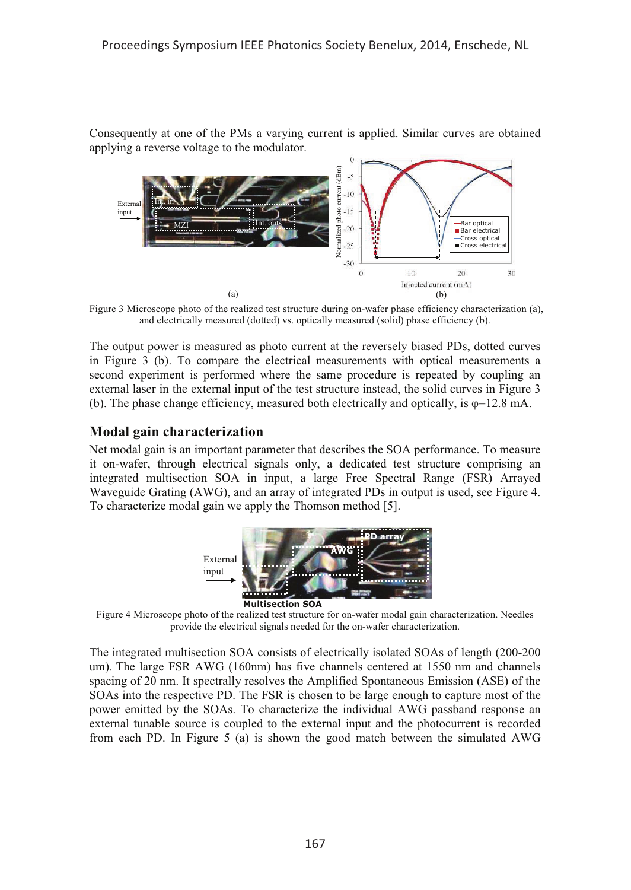Consequently at one of the PMs a varying current is applied. Similar curves are obtained applying a reverse voltage to the modulator.

Figure 3 Microscope photo of the realized test structure during on-wafer phase efficiency characterization (a), and electrically measured (dotted) vs. optically measured (solid) phase efficiency (b).

The output power is measured as photo current at the reversely biased PDs, dotted curves in Figure 3 (b). To compare the electrical measurements with optical measurements a second experiment is performed where the same procedure is repeated by coupling an external laser in the external input of the test structure instead, the solid curves in Figure 3 (b). The phase change efficiency, measured both electrically and optically, is $\varphi$=12.8 mA.

## Modal gain characterization

Net modal gain is an important parameter that describes the SOA performance. To measure it on-wafer, through electrical signals only, a dedicated test structure comprising an integrated multisection SOA in input, a large Free Spectral Range (FSR) Arrayed Waveguide Grating (AWG), and an array of integrated PDs in output is used, see Figure 4. To characterize modal gain we apply the Thomson method [5].

Figure 4 Microscope photo of the realized test structure for on-wafer modal gain characterization. Needles provide the electrical signals needed for the on-wafer characterization.

The integrated multisection SOA consists of electrically isolated SOAs of length (200-200 um). The large FSR AWG (160nm) has five channels centered at 1550 nm and channels spacing of 20 nm. It spectrally resolves the Amplified Spontaneous Emission (ASE) of the SOAs into the respective PD. The FSR is chosen to be large enough to capture most of the power emitted by the SOAs. To characterize the individual AWG passband response an external tunable source is coupled to the external input and the photocurrent is recorded from each PD. In Figure 5 (a) is shown the good match between the simulated AWG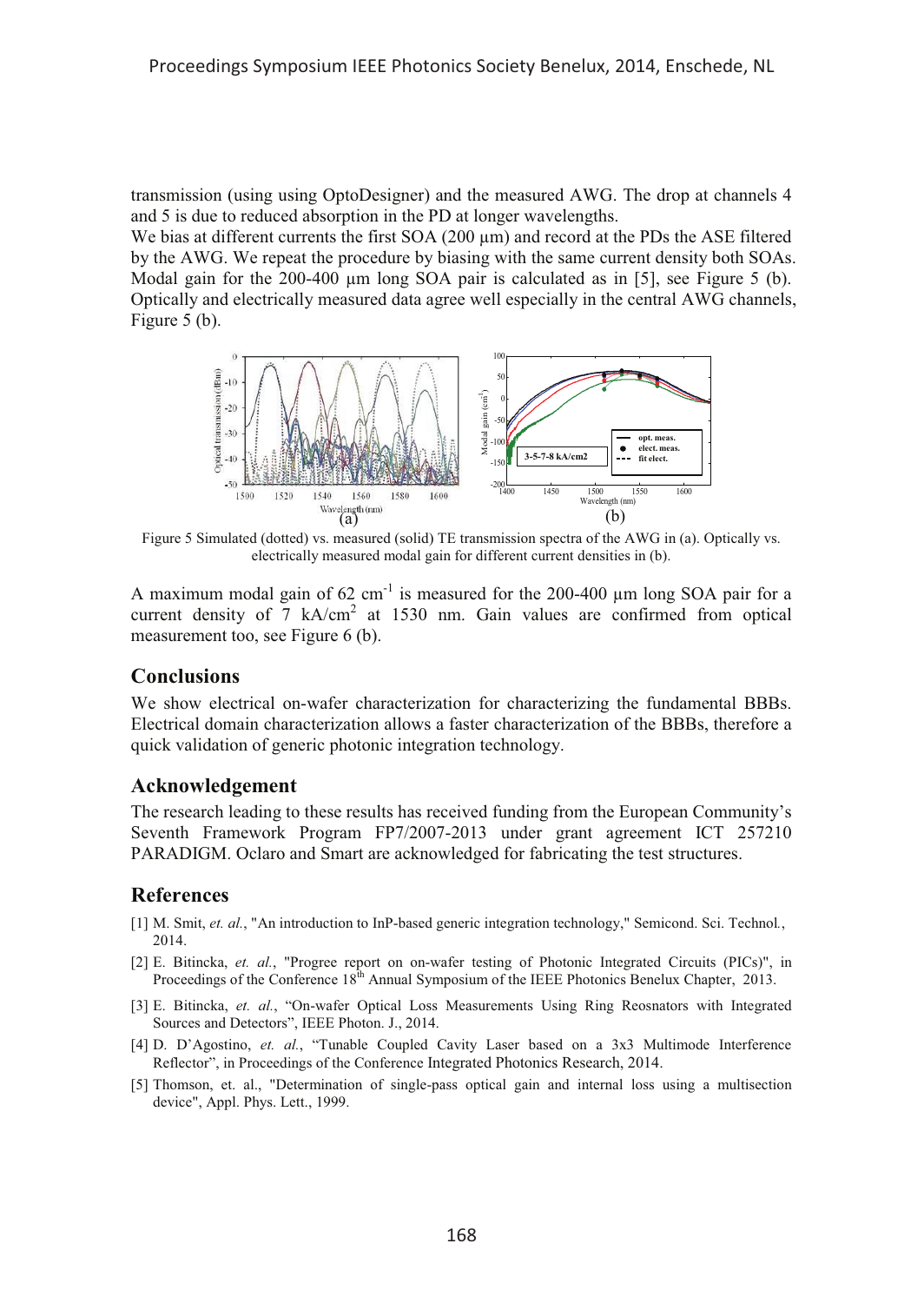transmission (using using OptoDesigner) and the measured AWG. The drop at channels 4 and 5 is due to reduced absorption in the PD at longer wavelengths.
We bias at different currents the first SOA (200 µm) and record at the PDs the ASE filtered by the AWG. We repeat the procedure by biasing with the same current density both SOAs. Modal gain for the 200-400 µm long SOA pair is calculated as in [5], see Figure 5 (b). Optically and electrically measured data agree well especially in the central AWG channels, Figure 5 (b).

0
-10
-20
-30
-40
-50
Optical transmission (dBm)
1500 1520 1540 1560 1580 1600
Wavelength (nm)
(a)

100
50
0
-50
-100
-150
-200
Modal gain (cm$^{-1}$)
1400 1450 1500 1550 1600
Wavelength (nm)
3-5-7-8 kA/cm2
opt. meas.
elect. meas.
fit elect.
(b)

Figure 5 Simulated (dotted) vs. measured (solid) TE transmission spectra of the AWG in (a). Optically vs. electrically measured modal gain for different current densities in (b).

A maximum modal gain of 62 cm$^{-1}$ is measured for the 200-400 µm long SOA pair for a current density of 7 kA/cm$^2$ at 1530 nm. Gain values are confirmed from optical measurement too, see Figure 6 (b).

## Conclusions

We show electrical on-wafer characterization for characterizing the fundamental BBBs. Electrical domain characterization allows a faster characterization of the BBBs, therefore a quick validation of generic photonic integration technology.

## Acknowledgement

The research leading to these results has received funding from the European Community's Seventh Framework Program FP7/2007-2013 under grant agreement ICT 257210 PARADIGM. Oclaro and Smart are acknowledged for fabricating the test structures.

## References

[1] M. Smit, *et. al.*, "An introduction to InP-based generic integration technology," Semicond. Sci. Technol., 2014.

[2] E. Bitincka, *et. al.*, "Progree report on on-wafer testing of Photonic Integrated Circuits (PICs)", in Proceedings of the Conference 18$^{th}$ Annual Symposium of the IEEE Photonics Benelux Chapter, 2013.

[3] E. Bitincka, *et. al.*, "On-wafer Optical Loss Measurements Using Ring Reosnators with Integrated Sources and Detectors", IEEE Photon. J., 2014.

[4] D. D'Agostino, *et. al.*, "Tunable Coupled Cavity Laser based on a 3x3 Multimode Interference Reflector", in Proceedings of the Conference Integrated Photonics Research, 2014.

[5] Thomson, et. al., "Determination of single-pass optical gain and internal loss using a multisection device", Appl. Phys. Lett., 1999.